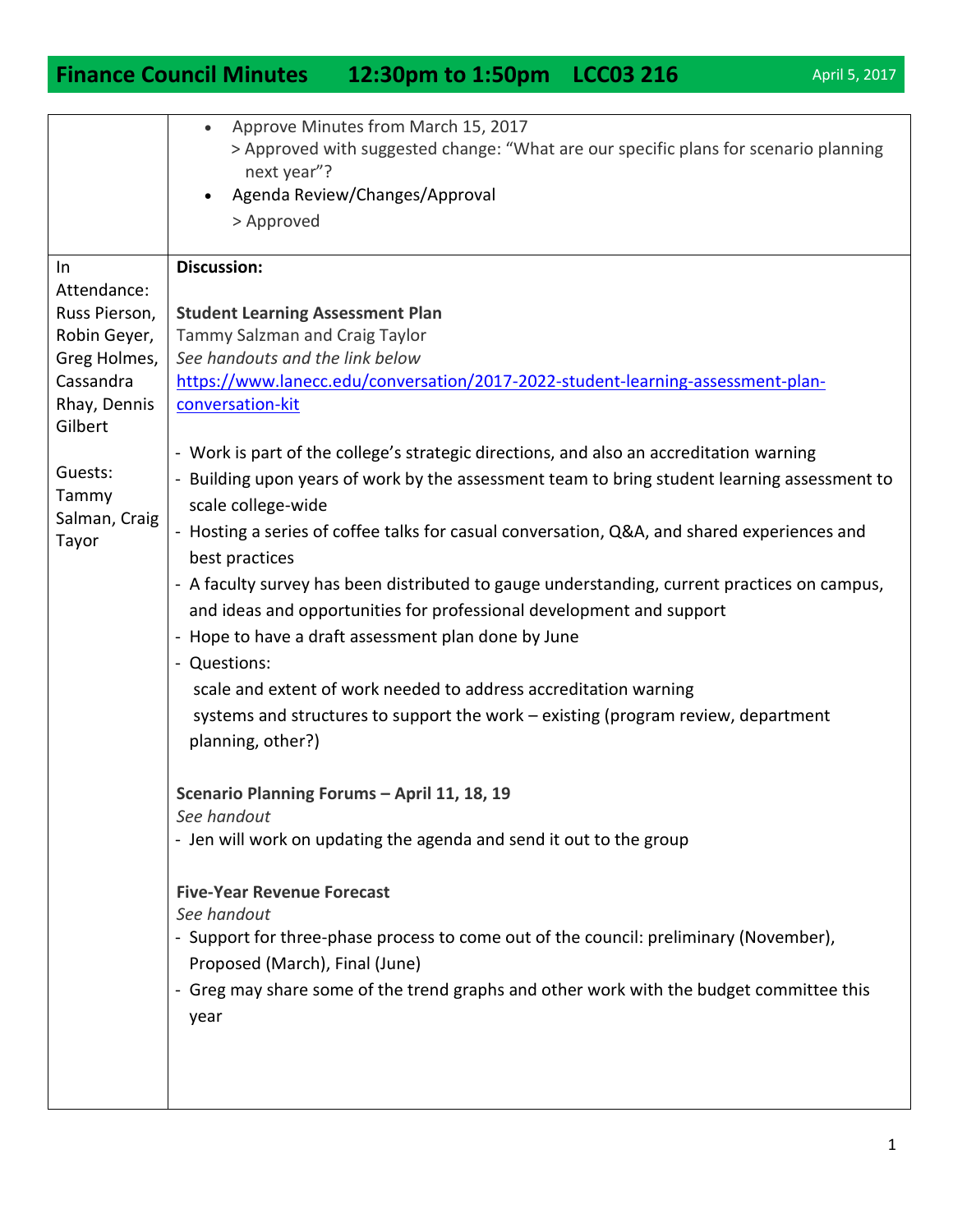# Finance Council Minutes 12:30pm to 1:50pm LCC03 216

April 5, 2017

- Approve Minutes from March 15, 2017
  > Approved with suggested change: "What are our specific plans for scenario planning next year"?
- Agenda Review/Changes/Approval
  > Approved

**In Attendance:** Russ Pierson, Robin Geyer, Greg Holmes, Cassandra Rhay, Dennis Gilbert

**Guests:** Tammy Salman, Craig Tayor

**Discussion:**

**Student Learning Assessment Plan**
Tammy Salzman and Craig Taylor
*See handouts and the link below*
https://www.lanecc.edu/conversation/2017-2022-student-learning-assessment-plan-conversation-kit

- Work is part of the college's strategic directions, and also an accreditation warning
- Building upon years of work by the assessment team to bring student learning assessment to scale college-wide
- Hosting a series of coffee talks for casual conversation, Q&A, and shared experiences and best practices
- A faculty survey has been distributed to gauge understanding, current practices on campus, and ideas and opportunities for professional development and support
- Hope to have a draft assessment plan done by June
- Questions:
  scale and extent of work needed to address accreditation warning
  systems and structures to support the work – existing (program review, department planning, other?)

**Scenario Planning Forums – April 11, 18, 19**
*See handout*
- Jen will work on updating the agenda and send it out to the group

**Five-Year Revenue Forecast**
*See handout*
- Support for three-phase process to come out of the council: preliminary (November), Proposed (March), Final (June)
- Greg may share some of the trend graphs and other work with the budget committee this year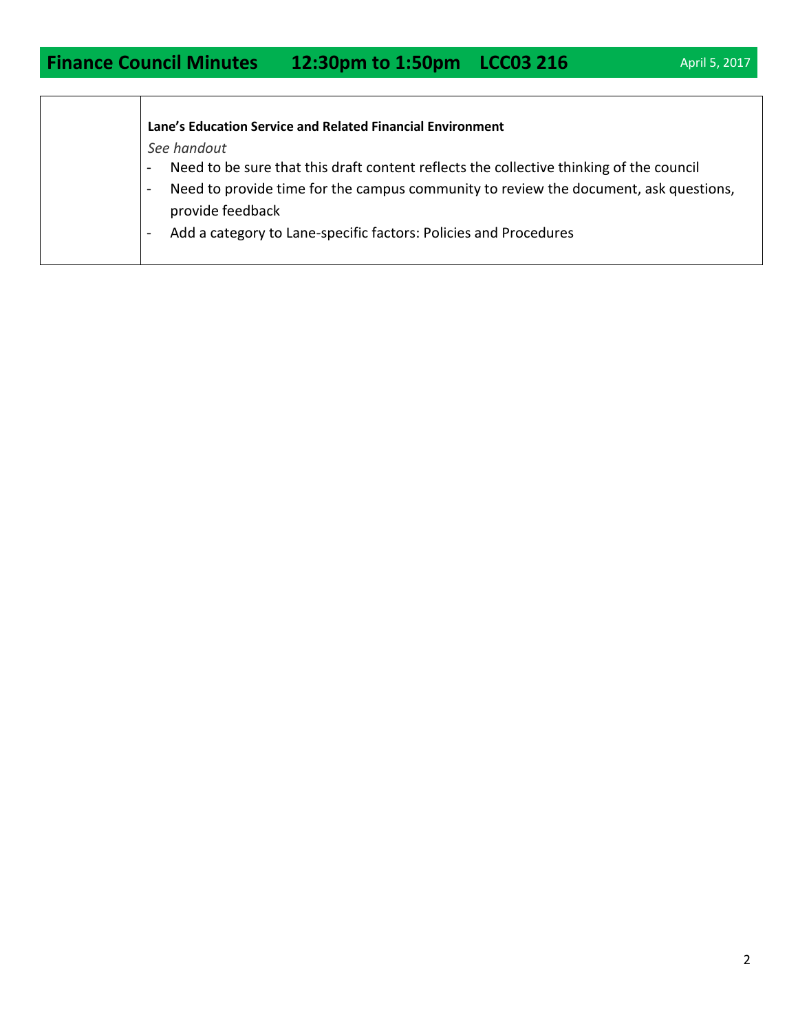| | |
|---|---|
| | **Lane's Education Service and Related Financial Environment**<br>*See handout*<br>- Need to be sure that this draft content reflects the collective thinking of the council<br>- Need to provide time for the campus community to review the document, ask questions, provide feedback<br>- Add a category to Lane-specific factors: Policies and Procedures |